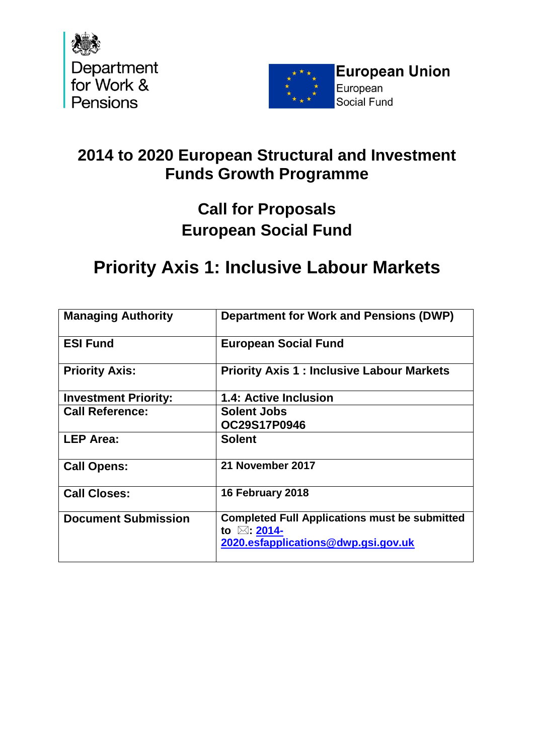Department for Work & Pensions

European Union
European Social Fund

# 2014 to 2020 European Structural and Investment Funds Growth Programme

## Call for Proposals
## European Social Fund

# Priority Axis 1: Inclusive Labour Markets

| | |
|---|---|
| **Managing Authority** | **Department for Work and Pensions (DWP)** |
| **ESI Fund** | **European Social Fund** |
| **Priority Axis:** | **Priority Axis 1 : Inclusive Labour Markets** |
| **Investment Priority:** | **1.4: Active Inclusion** |
| **Call Reference:** | **Solent Jobs OC29S17P0946** |
| **LEP Area:** | **Solent** |
| **Call Opens:** | **21 November 2017** |
| **Call Closes:** | **16 February 2018** |
| **Document Submission** | **Completed Full Applications must be submitted to ✉: 2014-2020.esfapplications@dwp.gsi.gov.uk** |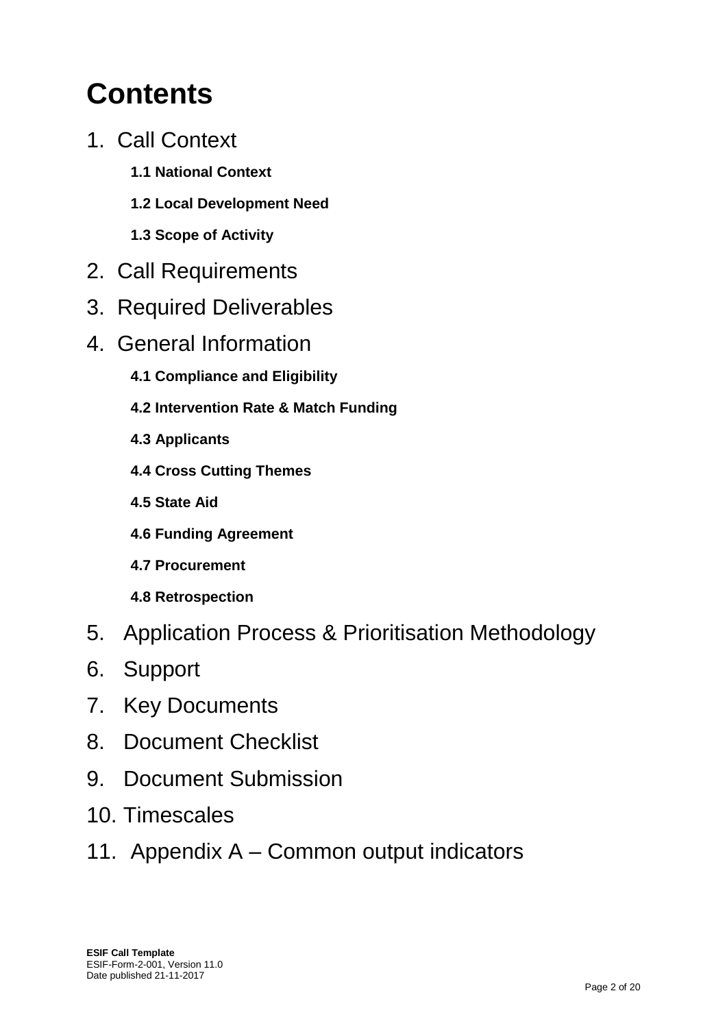# Contents

1. Call Context
   - **1.1 National Context**
   - **1.2 Local Development Need**
   - **1.3 Scope of Activity**
2. Call Requirements
3. Required Deliverables
4. General Information
   - **4.1 Compliance and Eligibility**
   - **4.2 Intervention Rate & Match Funding**
   - **4.3 Applicants**
   - **4.4 Cross Cutting Themes**
   - **4.5 State Aid**
   - **4.6 Funding Agreement**
   - **4.7 Procurement**
   - **4.8 Retrospection**
5. Application Process & Prioritisation Methodology
6. Support
7. Key Documents
8. Document Checklist
9. Document Submission
10. Timescales
11. Appendix A – Common output indicators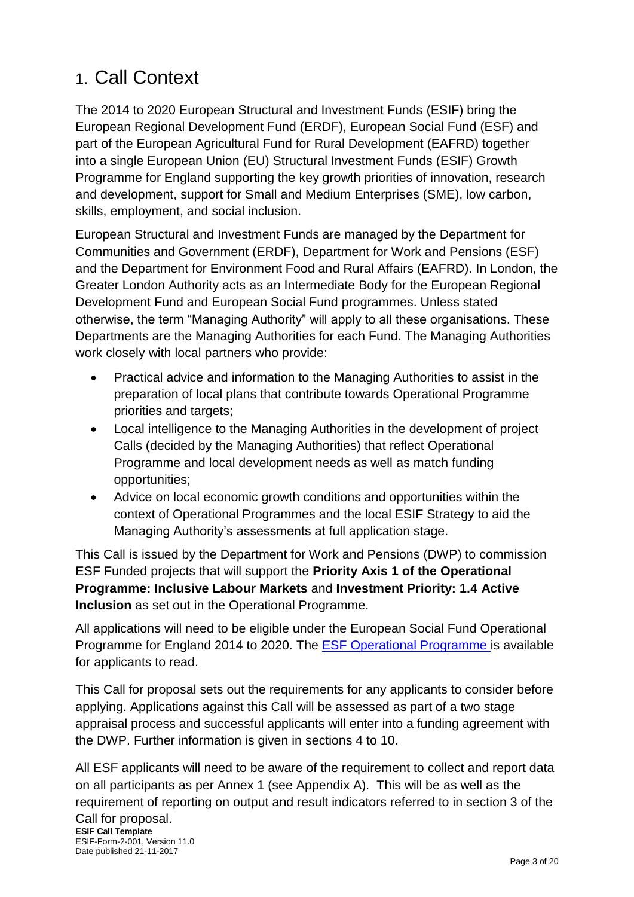# 1. Call Context

The 2014 to 2020 European Structural and Investment Funds (ESIF) bring the European Regional Development Fund (ERDF), European Social Fund (ESF) and part of the European Agricultural Fund for Rural Development (EAFRD) together into a single European Union (EU) Structural Investment Funds (ESIF) Growth Programme for England supporting the key growth priorities of innovation, research and development, support for Small and Medium Enterprises (SME), low carbon, skills, employment, and social inclusion.

European Structural and Investment Funds are managed by the Department for Communities and Government (ERDF), Department for Work and Pensions (ESF) and the Department for Environment Food and Rural Affairs (EAFRD). In London, the Greater London Authority acts as an Intermediate Body for the European Regional Development Fund and European Social Fund programmes. Unless stated otherwise, the term "Managing Authority" will apply to all these organisations. These Departments are the Managing Authorities for each Fund. The Managing Authorities work closely with local partners who provide:

- Practical advice and information to the Managing Authorities to assist in the preparation of local plans that contribute towards Operational Programme priorities and targets;
- Local intelligence to the Managing Authorities in the development of project Calls (decided by the Managing Authorities) that reflect Operational Programme and local development needs as well as match funding opportunities;
- Advice on local economic growth conditions and opportunities within the context of Operational Programmes and the local ESIF Strategy to aid the Managing Authority's assessments at full application stage.

This Call is issued by the Department for Work and Pensions (DWP) to commission ESF Funded projects that will support the **Priority Axis 1 of the Operational Programme: Inclusive Labour Markets** and **Investment Priority: 1.4 Active Inclusion** as set out in the Operational Programme.

All applications will need to be eligible under the European Social Fund Operational Programme for England 2014 to 2020. The ESF Operational Programme is available for applicants to read.

This Call for proposal sets out the requirements for any applicants to consider before applying. Applications against this Call will be assessed as part of a two stage appraisal process and successful applicants will enter into a funding agreement with the DWP. Further information is given in sections 4 to 10.

All ESF applicants will need to be aware of the requirement to collect and report data on all participants as per Annex 1 (see Appendix A). This will be as well as the requirement of reporting on output and result indicators referred to in section 3 of the Call for proposal.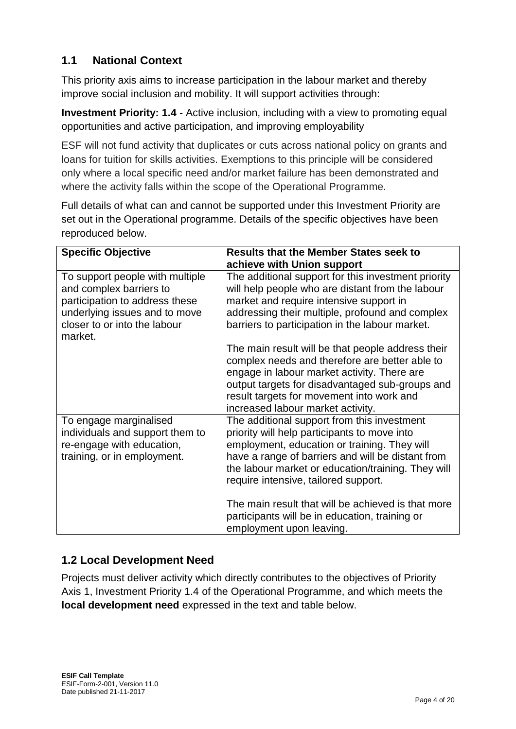## 1.1 National Context

This priority axis aims to increase participation in the labour market and thereby improve social inclusion and mobility. It will support activities through:

**Investment Priority: 1.4** - Active inclusion, including with a view to promoting equal opportunities and active participation, and improving employability

ESF will not fund activity that duplicates or cuts across national policy on grants and loans for tuition for skills activities. Exemptions to this principle will be considered only where a local specific need and/or market failure has been demonstrated and where the activity falls within the scope of the Operational Programme.

Full details of what can and cannot be supported under this Investment Priority are set out in the Operational programme. Details of the specific objectives have been reproduced below.

| Specific Objective | Results that the Member States seek to achieve with Union support |
|---|---|
| To support people with multiple and complex barriers to participation to address these underlying issues and to move closer to or into the labour market. | The additional support for this investment priority will help people who are distant from the labour market and require intensive support in addressing their multiple, profound and complex barriers to participation in the labour market.<br><br>The main result will be that people address their complex needs and therefore are better able to engage in labour market activity. There are output targets for disadvantaged sub-groups and result targets for movement into work and increased labour market activity. |
| To engage marginalised individuals and support them to re-engage with education, training, or in employment. | The additional support from this investment priority will help participants to move into employment, education or training. They will have a range of barriers and will be distant from the labour market or education/training. They will require intensive, tailored support.<br><br>The main result that will be achieved is that more participants will be in education, training or employment upon leaving. |

## 1.2 Local Development Need

Projects must deliver activity which directly contributes to the objectives of Priority Axis 1, Investment Priority 1.4 of the Operational Programme, and which meets the **local development need** expressed in the text and table below.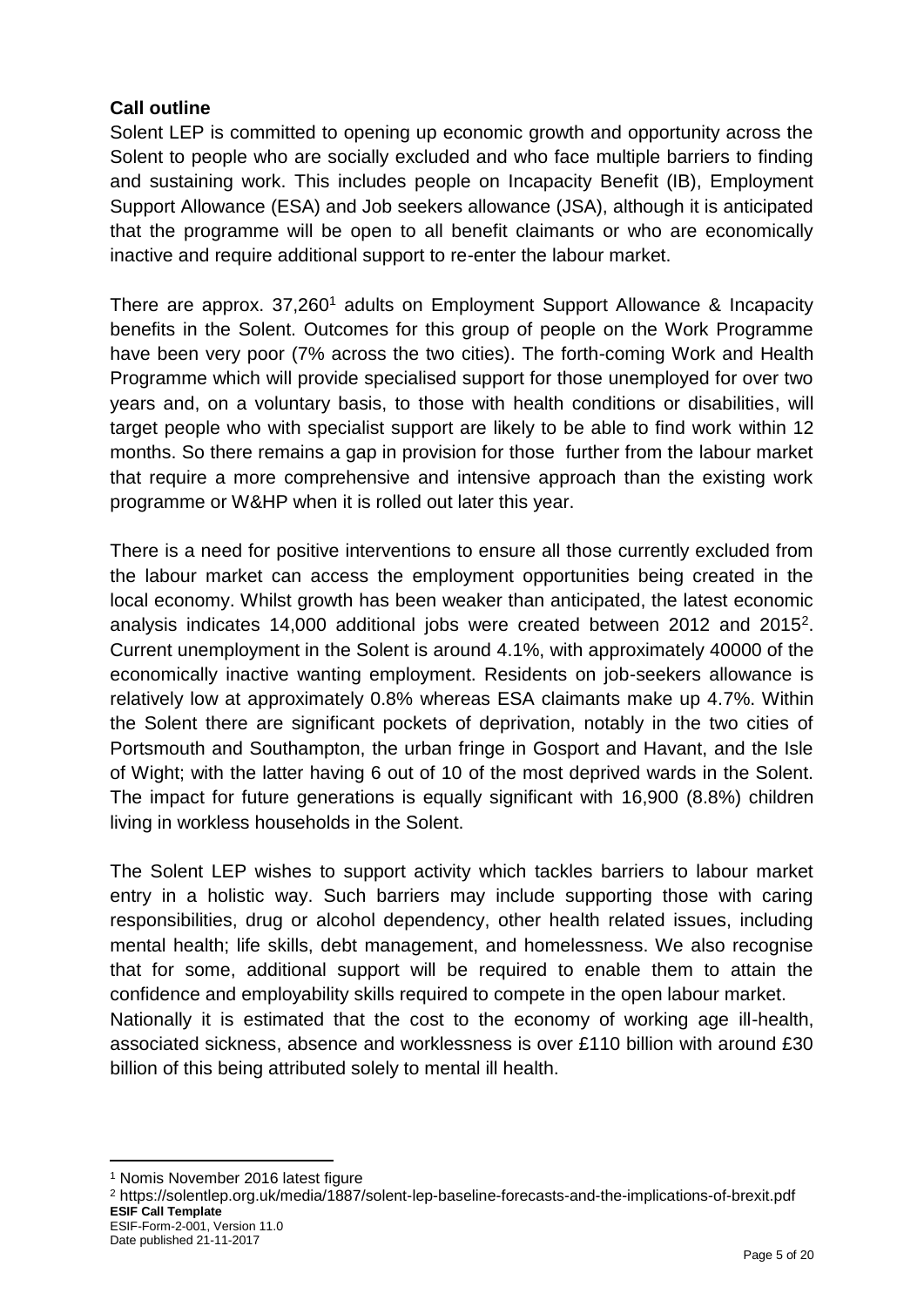**Call outline**

Solent LEP is committed to opening up economic growth and opportunity across the Solent to people who are socially excluded and who face multiple barriers to finding and sustaining work. This includes people on Incapacity Benefit (IB), Employment Support Allowance (ESA) and Job seekers allowance (JSA), although it is anticipated that the programme will be open to all benefit claimants or who are economically inactive and require additional support to re-enter the labour market.

There are approx. 37,260[1] adults on Employment Support Allowance & Incapacity benefits in the Solent. Outcomes for this group of people on the Work Programme have been very poor (7% across the two cities). The forth-coming Work and Health Programme which will provide specialised support for those unemployed for over two years and, on a voluntary basis, to those with health conditions or disabilities, will target people who with specialist support are likely to be able to find work within 12 months. So there remains a gap in provision for those further from the labour market that require a more comprehensive and intensive approach than the existing work programme or W&HP when it is rolled out later this year.

There is a need for positive interventions to ensure all those currently excluded from the labour market can access the employment opportunities being created in the local economy. Whilst growth has been weaker than anticipated, the latest economic analysis indicates 14,000 additional jobs were created between 2012 and 2015[2]. Current unemployment in the Solent is around 4.1%, with approximately 40000 of the economically inactive wanting employment. Residents on job-seekers allowance is relatively low at approximately 0.8% whereas ESA claimants make up 4.7%. Within the Solent there are significant pockets of deprivation, notably in the two cities of Portsmouth and Southampton, the urban fringe in Gosport and Havant, and the Isle of Wight; with the latter having 6 out of 10 of the most deprived wards in the Solent. The impact for future generations is equally significant with 16,900 (8.8%) children living in workless households in the Solent.

The Solent LEP wishes to support activity which tackles barriers to labour market entry in a holistic way. Such barriers may include supporting those with caring responsibilities, drug or alcohol dependency, other health related issues, including mental health; life skills, debt management, and homelessness. We also recognise that for some, additional support will be required to enable them to attain the confidence and employability skills required to compete in the open labour market.
Nationally it is estimated that the cost to the economy of working age ill-health, associated sickness, absence and worklessness is over £110 billion with around £30 billion of this being attributed solely to mental ill health.

---

[1] Nomis November 2016 latest figure

[2] https://solentlep.org.uk/media/1887/solent-lep-baseline-forecasts-and-the-implications-of-brexit.pdf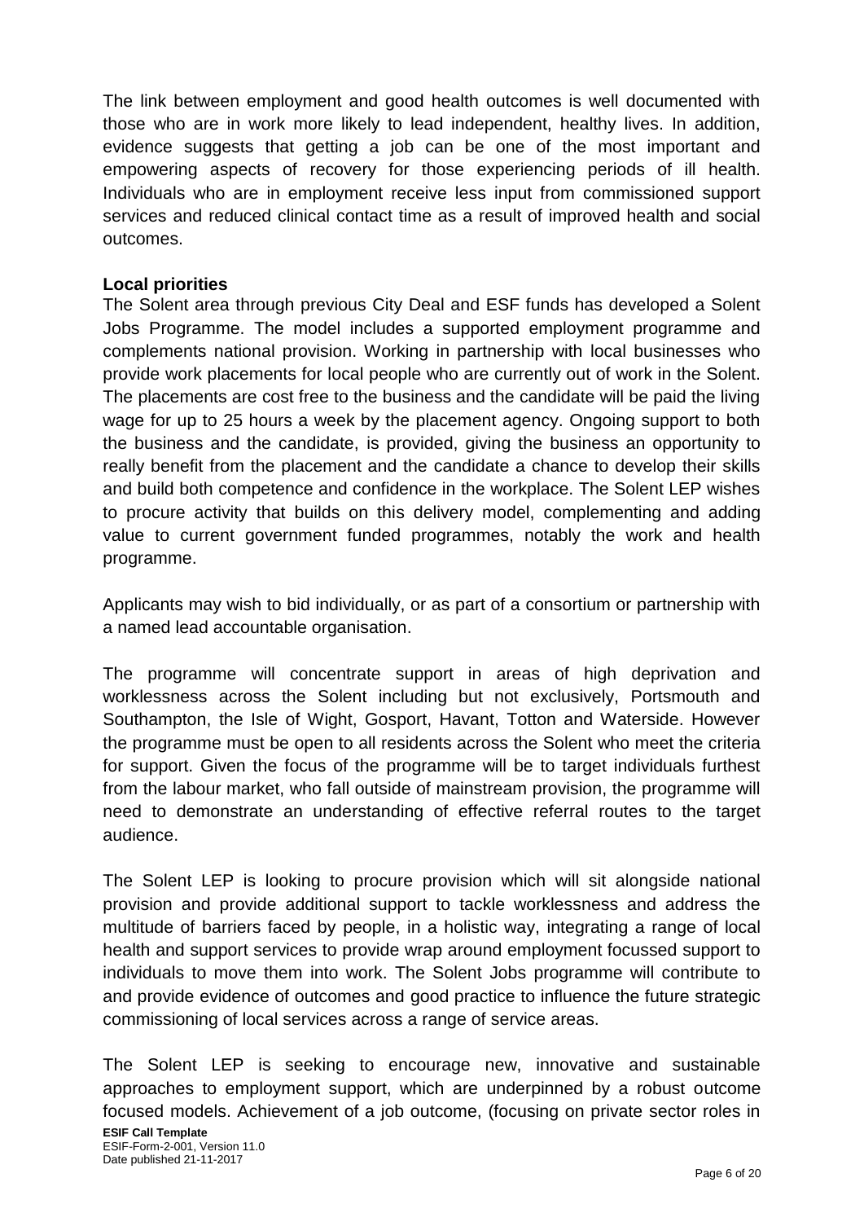The link between employment and good health outcomes is well documented with those who are in work more likely to lead independent, healthy lives. In addition, evidence suggests that getting a job can be one of the most important and empowering aspects of recovery for those experiencing periods of ill health. Individuals who are in employment receive less input from commissioned support services and reduced clinical contact time as a result of improved health and social outcomes.

**Local priorities**

The Solent area through previous City Deal and ESF funds has developed a Solent Jobs Programme. The model includes a supported employment programme and complements national provision. Working in partnership with local businesses who provide work placements for local people who are currently out of work in the Solent. The placements are cost free to the business and the candidate will be paid the living wage for up to 25 hours a week by the placement agency. Ongoing support to both the business and the candidate, is provided, giving the business an opportunity to really benefit from the placement and the candidate a chance to develop their skills and build both competence and confidence in the workplace. The Solent LEP wishes to procure activity that builds on this delivery model, complementing and adding value to current government funded programmes, notably the work and health programme.

Applicants may wish to bid individually, or as part of a consortium or partnership with a named lead accountable organisation.

The programme will concentrate support in areas of high deprivation and worklessness across the Solent including but not exclusively, Portsmouth and Southampton, the Isle of Wight, Gosport, Havant, Totton and Waterside. However the programme must be open to all residents across the Solent who meet the criteria for support. Given the focus of the programme will be to target individuals furthest from the labour market, who fall outside of mainstream provision, the programme will need to demonstrate an understanding of effective referral routes to the target audience.

The Solent LEP is looking to procure provision which will sit alongside national provision and provide additional support to tackle worklessness and address the multitude of barriers faced by people, in a holistic way, integrating a range of local health and support services to provide wrap around employment focussed support to individuals to move them into work. The Solent Jobs programme will contribute to and provide evidence of outcomes and good practice to influence the future strategic commissioning of local services across a range of service areas.

The Solent LEP is seeking to encourage new, innovative and sustainable approaches to employment support, which are underpinned by a robust outcome focused models. Achievement of a job outcome, (focusing on private sector roles in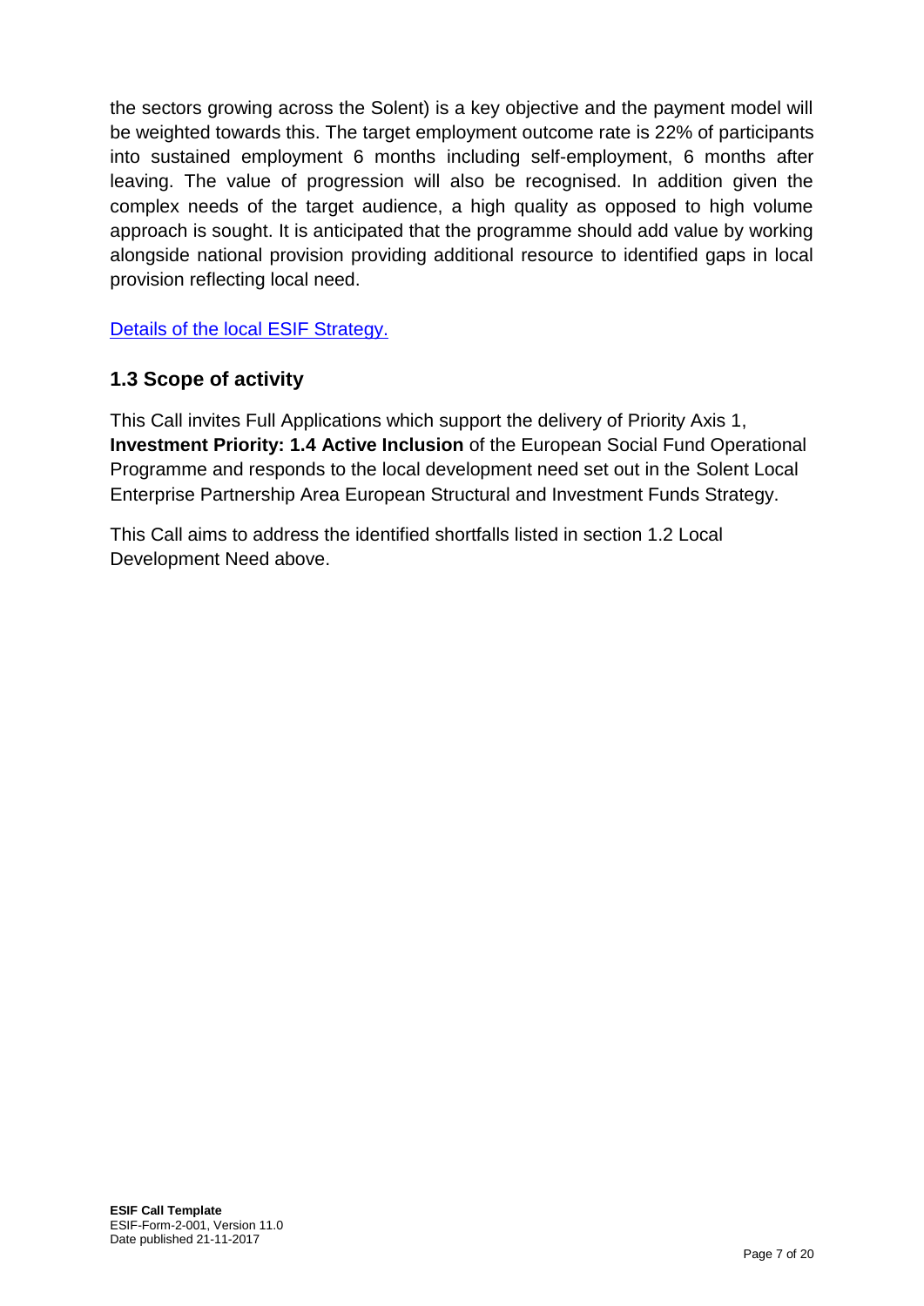the sectors growing across the Solent) is a key objective and the payment model will be weighted towards this. The target employment outcome rate is 22% of participants into sustained employment 6 months including self-employment, 6 months after leaving. The value of progression will also be recognised. In addition given the complex needs of the target audience, a high quality as opposed to high volume approach is sought. It is anticipated that the programme should add value by working alongside national provision providing additional resource to identified gaps in local provision reflecting local need.

Details of the local ESIF Strategy.

## 1.3 Scope of activity

This Call invites Full Applications which support the delivery of Priority Axis 1, **Investment Priority: 1.4 Active Inclusion** of the European Social Fund Operational Programme and responds to the local development need set out in the Solent Local Enterprise Partnership Area European Structural and Investment Funds Strategy.

This Call aims to address the identified shortfalls listed in section 1.2 Local Development Need above.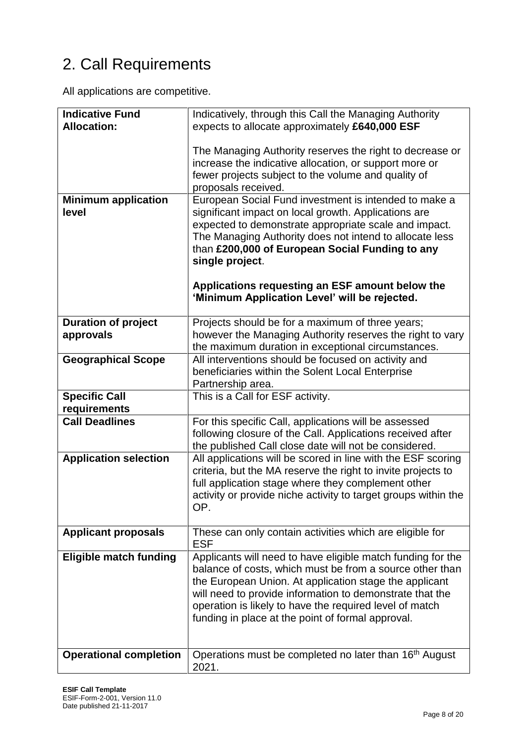## 2. Call Requirements

All applications are competitive.

| | |
|---|---|
| **Indicative Fund Allocation:** | Indicatively, through this Call the Managing Authority expects to allocate approximately **£640,000 ESF**<br><br>The Managing Authority reserves the right to decrease or increase the indicative allocation, or support more or fewer projects subject to the volume and quality of proposals received. |
| **Minimum application level** | European Social Fund investment is intended to make a significant impact on local growth. Applications are expected to demonstrate appropriate scale and impact. The Managing Authority does not intend to allocate less than **£200,000 of European Social Funding to any single project**.<br><br>**Applications requesting an ESF amount below the 'Minimum Application Level' will be rejected.** |
| **Duration of project approvals** | Projects should be for a maximum of three years; however the Managing Authority reserves the right to vary the maximum duration in exceptional circumstances. |
| **Geographical Scope** | All interventions should be focused on activity and beneficiaries within the Solent Local Enterprise Partnership area. |
| **Specific Call requirements** | This is a Call for ESF activity. |
| **Call Deadlines** | For this specific Call, applications will be assessed following closure of the Call. Applications received after the published Call close date will not be considered. |
| **Application selection** | All applications will be scored in line with the ESF scoring criteria, but the MA reserve the right to invite projects to full application stage where they complement other activity or provide niche activity to target groups within the OP. |
| **Applicant proposals** | These can only contain activities which are eligible for ESF |
| **Eligible match funding** | Applicants will need to have eligible match funding for the balance of costs, which must be from a source other than the European Union. At application stage the applicant will need to provide information to demonstrate that the operation is likely to have the required level of match funding in place at the point of formal approval. |
| **Operational completion** | Operations must be completed no later than 16th August 2021. |

**ESIF Call Template**
ESIF-Form-2-001, Version 11.0
Date published 21-11-2017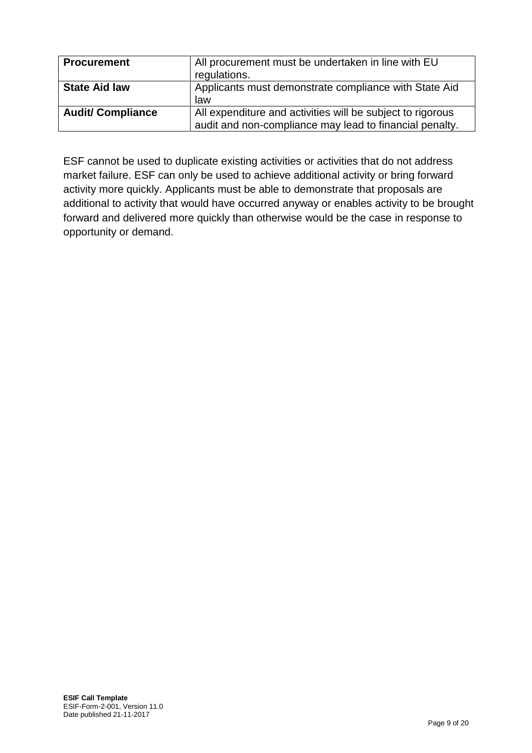| | |
|---|---|
| **Procurement** | All procurement must be undertaken in line with EU regulations. |
| **State Aid law** | Applicants must demonstrate compliance with State Aid law |
| **Audit/ Compliance** | All expenditure and activities will be subject to rigorous audit and non-compliance may lead to financial penalty. |

ESF cannot be used to duplicate existing activities or activities that do not address market failure. ESF can only be used to achieve additional activity or bring forward activity more quickly. Applicants must be able to demonstrate that proposals are additional to activity that would have occurred anyway or enables activity to be brought forward and delivered more quickly than otherwise would be the case in response to opportunity or demand.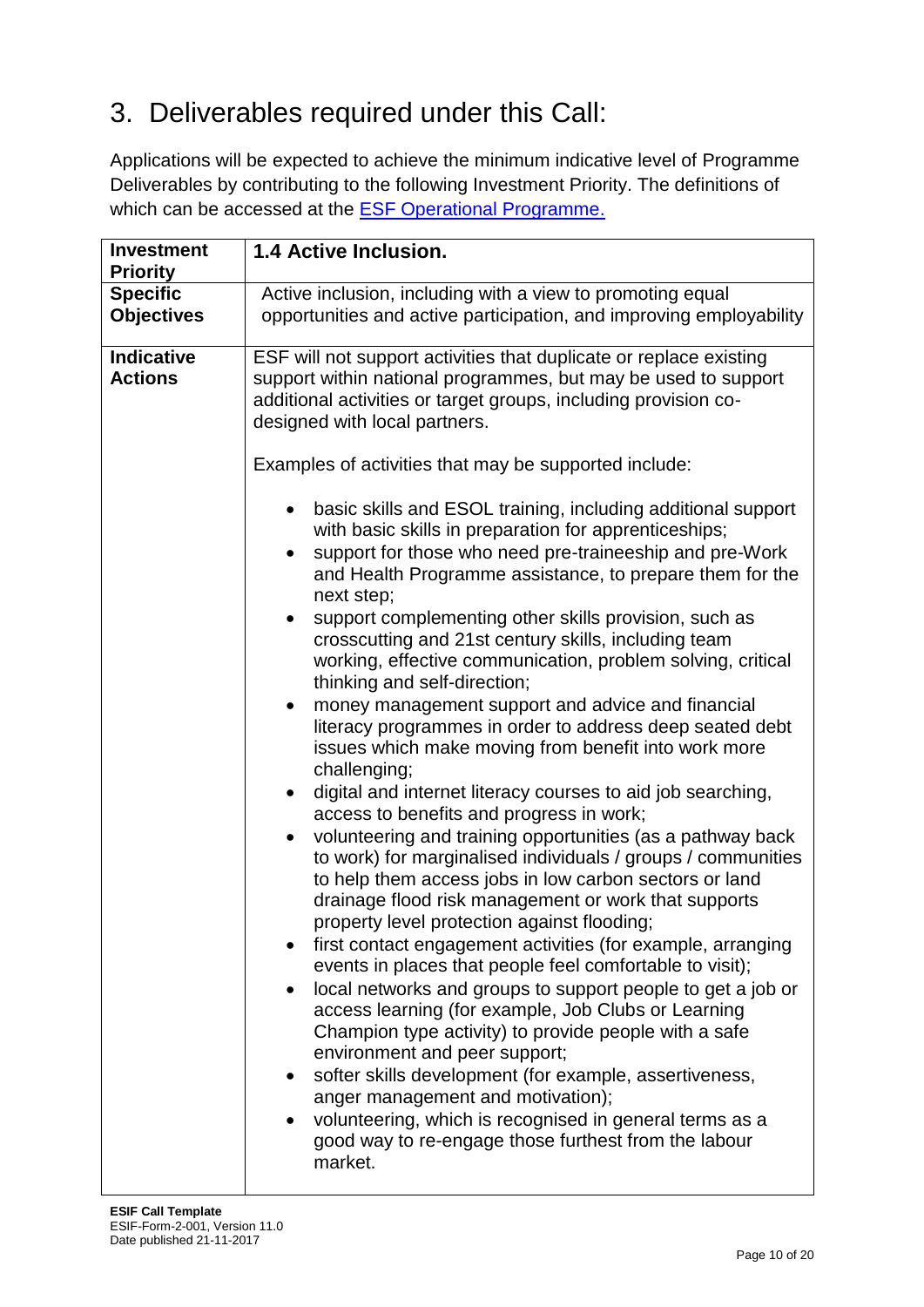# 3. Deliverables required under this Call:

Applications will be expected to achieve the minimum indicative level of Programme Deliverables by contributing to the following Investment Priority. The definitions of which can be accessed at the [ESF Operational Programme.](#)

| | |
|---|---|
| **Investment Priority** | **1.4 Active Inclusion.** |
| **Specific Objectives** | Active inclusion, including with a view to promoting equal opportunities and active participation, and improving employability |
| **Indicative Actions** | ESF will not support activities that duplicate or replace existing support within national programmes, but may be used to support additional activities or target groups, including provision co-designed with local partners.<br><br>Examples of activities that may be supported include:<br><br>• basic skills and ESOL training, including additional support with basic skills in preparation for apprenticeships;<br>• support for those who need pre-traineeship and pre-Work and Health Programme assistance, to prepare them for the next step;<br>• support complementing other skills provision, such as crosscutting and 21st century skills, including team working, effective communication, problem solving, critical thinking and self-direction;<br>• money management support and advice and financial literacy programmes in order to address deep seated debt issues which make moving from benefit into work more challenging;<br>• digital and internet literacy courses to aid job searching, access to benefits and progress in work;<br>• volunteering and training opportunities (as a pathway back to work) for marginalised individuals / groups / communities to help them access jobs in low carbon sectors or land drainage flood risk management or work that supports property level protection against flooding;<br>• first contact engagement activities (for example, arranging events in places that people feel comfortable to visit);<br>• local networks and groups to support people to get a job or access learning (for example, Job Clubs or Learning Champion type activity) to provide people with a safe environment and peer support;<br>• softer skills development (for example, assertiveness, anger management and motivation);<br>• volunteering, which is recognised in general terms as a good way to re-engage those furthest from the labour market. |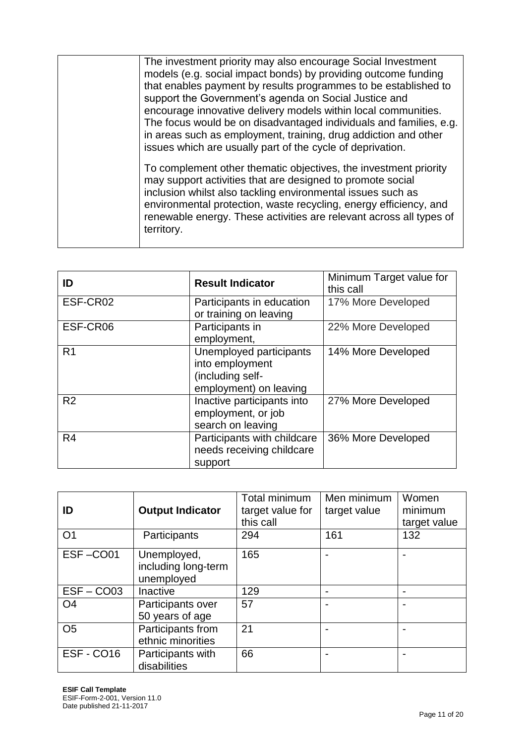| | |
|---|---|
| | The investment priority may also encourage Social Investment models (e.g. social impact bonds) by providing outcome funding that enables payment by results programmes to be established to support the Government's agenda on Social Justice and encourage innovative delivery models within local communities. The focus would be on disadvantaged individuals and families, e.g. in areas such as employment, training, drug addiction and other issues which are usually part of the cycle of deprivation.<br><br>To complement other thematic objectives, the investment priority may support activities that are designed to promote social inclusion whilst also tackling environmental issues such as environmental protection, waste recycling, energy efficiency, and renewable energy. These activities are relevant across all types of territory. |

| ID | Result Indicator | Minimum Target value for this call |
|---|---|---|
| ESF-CR02 | Participants in education or training on leaving | 17% More Developed |
| ESF-CR06 | Participants in employment, | 22% More Developed |
| R1 | Unemployed participants into employment (including self-employment) on leaving | 14% More Developed |
| R2 | Inactive participants into employment, or job search on leaving | 27% More Developed |
| R4 | Participants with childcare needs receiving childcare support | 36% More Developed |

| ID | Output Indicator | Total minimum target value for this call | Men minimum target value | Women minimum target value |
|---|---|---|---|---|
| O1 | Participants | 294 | 161 | 132 |
| ESF –CO01 | Unemployed, including long-term unemployed | 165 | - | - |
| ESF – CO03 | Inactive | 129 | - | - |
| O4 | Participants over 50 years of age | 57 | - | - |
| O5 | Participants from ethnic minorities | 21 | - | - |
| ESF - CO16 | Participants with disabilities | 66 | - | - |

**ESIF Call Template**
ESIF-Form-2-001, Version 11.0
Date published 21-11-2017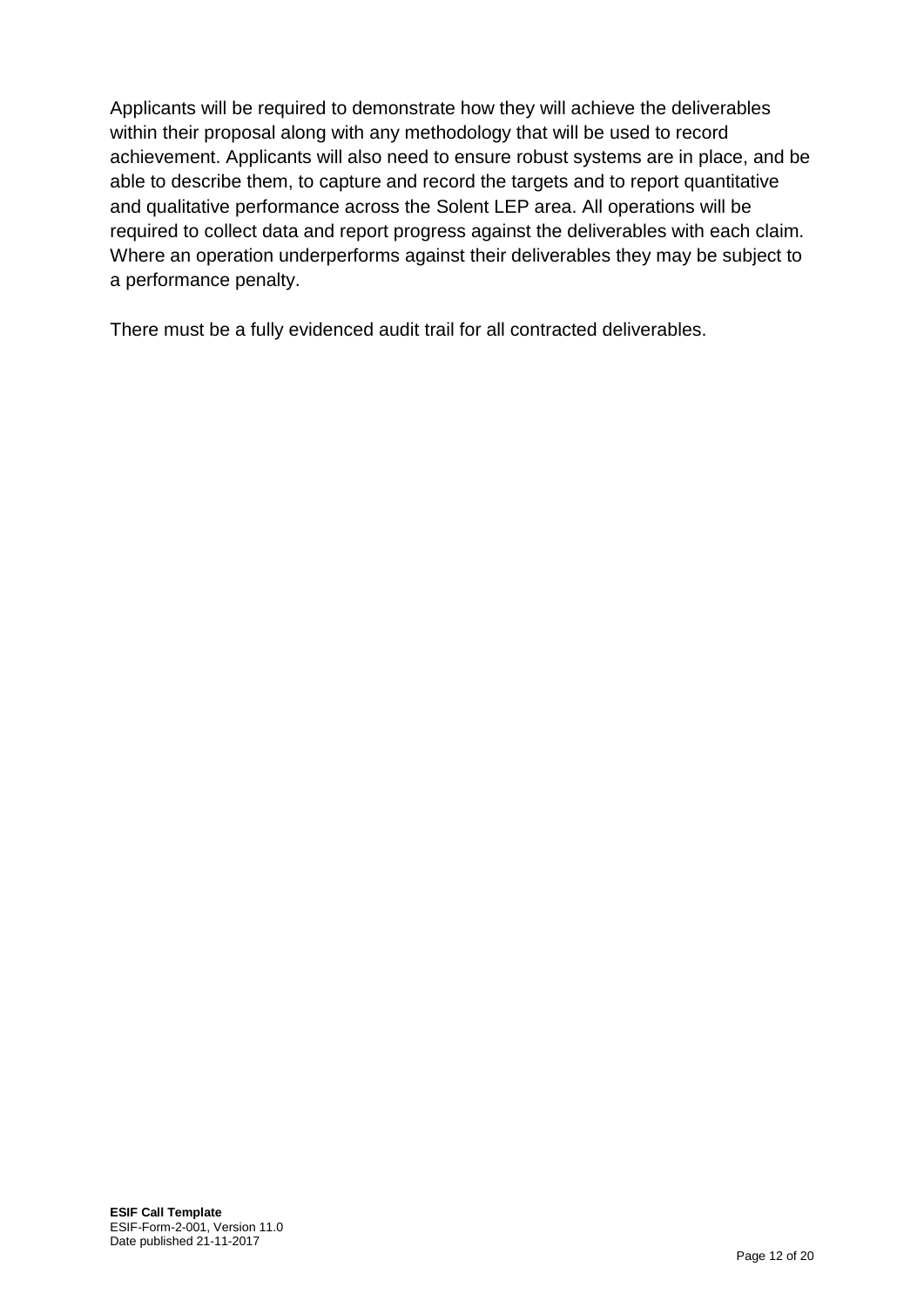Applicants will be required to demonstrate how they will achieve the deliverables within their proposal along with any methodology that will be used to record achievement. Applicants will also need to ensure robust systems are in place, and be able to describe them, to capture and record the targets and to report quantitative and qualitative performance across the Solent LEP area. All operations will be required to collect data and report progress against the deliverables with each claim. Where an operation underperforms against their deliverables they may be subject to a performance penalty.

There must be a fully evidenced audit trail for all contracted deliverables.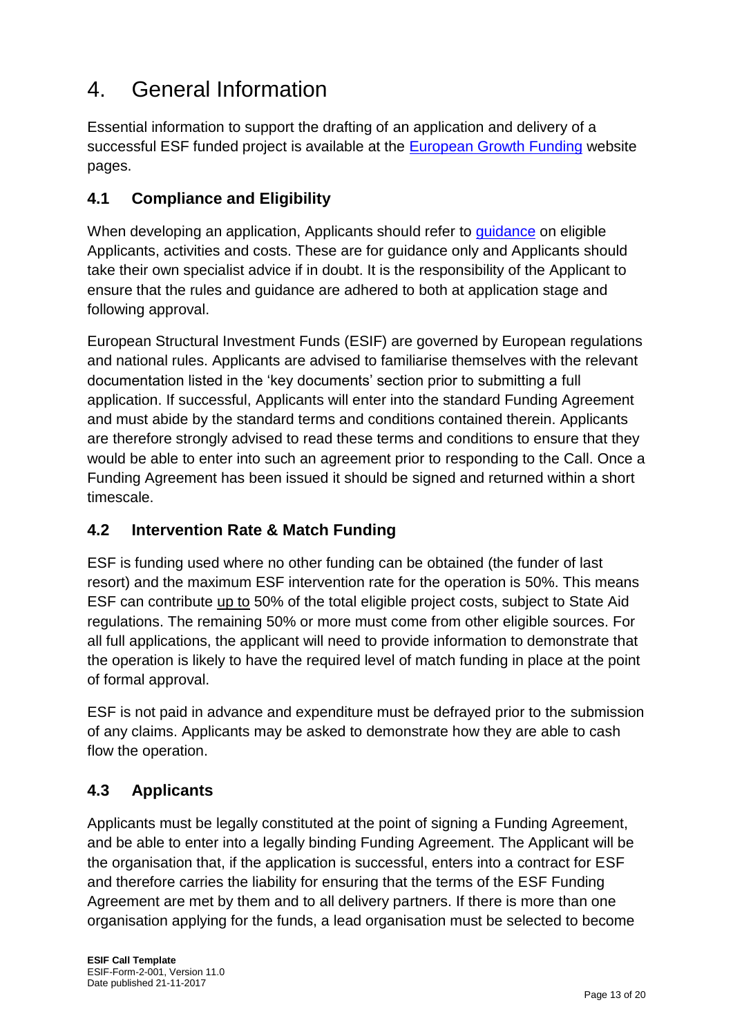# 4. General Information

Essential information to support the drafting of an application and delivery of a successful ESF funded project is available at the European Growth Funding website pages.

## 4.1 Compliance and Eligibility

When developing an application, Applicants should refer to guidance on eligible Applicants, activities and costs. These are for guidance only and Applicants should take their own specialist advice if in doubt. It is the responsibility of the Applicant to ensure that the rules and guidance are adhered to both at application stage and following approval.

European Structural Investment Funds (ESIF) are governed by European regulations and national rules. Applicants are advised to familiarise themselves with the relevant documentation listed in the 'key documents' section prior to submitting a full application. If successful, Applicants will enter into the standard Funding Agreement and must abide by the standard terms and conditions contained therein. Applicants are therefore strongly advised to read these terms and conditions to ensure that they would be able to enter into such an agreement prior to responding to the Call. Once a Funding Agreement has been issued it should be signed and returned within a short timescale.

## 4.2 Intervention Rate & Match Funding

ESF is funding used where no other funding can be obtained (the funder of last resort) and the maximum ESF intervention rate for the operation is 50%. This means ESF can contribute up to 50% of the total eligible project costs, subject to State Aid regulations. The remaining 50% or more must come from other eligible sources. For all full applications, the applicant will need to provide information to demonstrate that the operation is likely to have the required level of match funding in place at the point of formal approval.

ESF is not paid in advance and expenditure must be defrayed prior to the submission of any claims. Applicants may be asked to demonstrate how they are able to cash flow the operation.

## 4.3 Applicants

Applicants must be legally constituted at the point of signing a Funding Agreement, and be able to enter into a legally binding Funding Agreement. The Applicant will be the organisation that, if the application is successful, enters into a contract for ESF and therefore carries the liability for ensuring that the terms of the ESF Funding Agreement are met by them and to all delivery partners. If there is more than one organisation applying for the funds, a lead organisation must be selected to become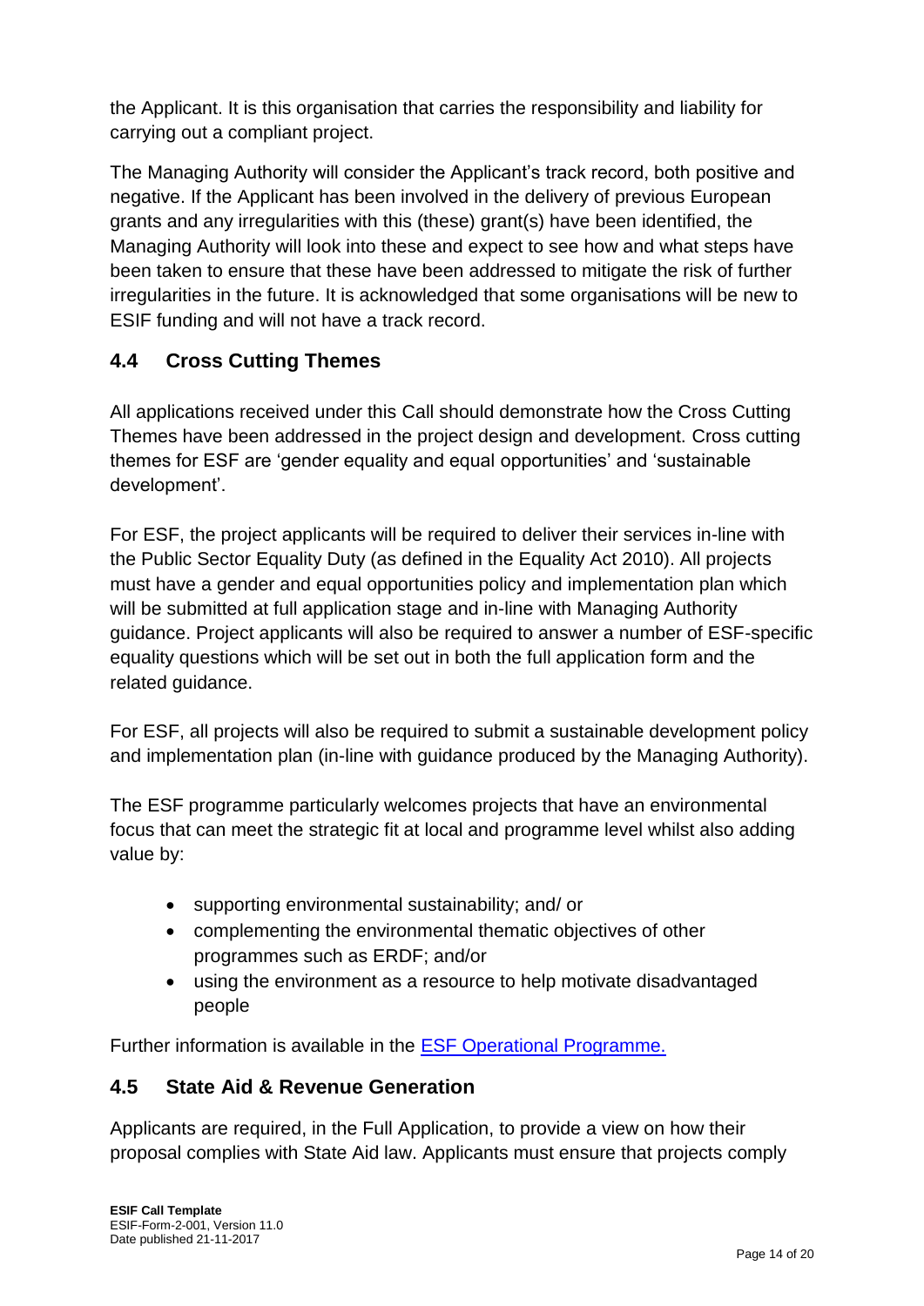the Applicant. It is this organisation that carries the responsibility and liability for carrying out a compliant project.

The Managing Authority will consider the Applicant's track record, both positive and negative. If the Applicant has been involved in the delivery of previous European grants and any irregularities with this (these) grant(s) have been identified, the Managing Authority will look into these and expect to see how and what steps have been taken to ensure that these have been addressed to mitigate the risk of further irregularities in the future. It is acknowledged that some organisations will be new to ESIF funding and will not have a track record.

## 4.4 Cross Cutting Themes

All applications received under this Call should demonstrate how the Cross Cutting Themes have been addressed in the project design and development. Cross cutting themes for ESF are 'gender equality and equal opportunities' and 'sustainable development'.

For ESF, the project applicants will be required to deliver their services in-line with the Public Sector Equality Duty (as defined in the Equality Act 2010). All projects must have a gender and equal opportunities policy and implementation plan which will be submitted at full application stage and in-line with Managing Authority guidance. Project applicants will also be required to answer a number of ESF-specific equality questions which will be set out in both the full application form and the related guidance.

For ESF, all projects will also be required to submit a sustainable development policy and implementation plan (in-line with guidance produced by the Managing Authority).

The ESF programme particularly welcomes projects that have an environmental focus that can meet the strategic fit at local and programme level whilst also adding value by:

- supporting environmental sustainability; and/ or
- complementing the environmental thematic objectives of other programmes such as ERDF; and/or
- using the environment as a resource to help motivate disadvantaged people

Further information is available in the ESF Operational Programme.

## 4.5 State Aid & Revenue Generation

Applicants are required, in the Full Application, to provide a view on how their proposal complies with State Aid law. Applicants must ensure that projects comply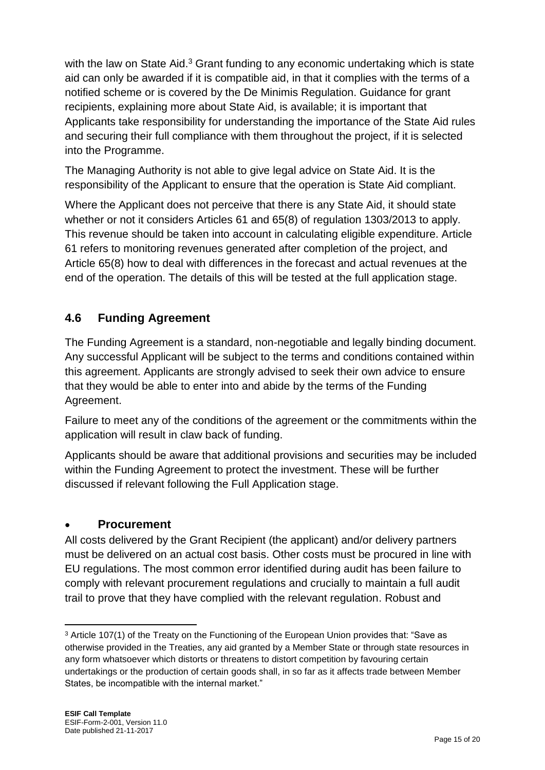with the law on State Aid.[3] Grant funding to any economic undertaking which is state aid can only be awarded if it is compatible aid, in that it complies with the terms of a notified scheme or is covered by the De Minimis Regulation. Guidance for grant recipients, explaining more about State Aid, is available; it is important that Applicants take responsibility for understanding the importance of the State Aid rules and securing their full compliance with them throughout the project, if it is selected into the Programme.

The Managing Authority is not able to give legal advice on State Aid. It is the responsibility of the Applicant to ensure that the operation is State Aid compliant.

Where the Applicant does not perceive that there is any State Aid, it should state whether or not it considers Articles 61 and 65(8) of regulation 1303/2013 to apply. This revenue should be taken into account in calculating eligible expenditure. Article 61 refers to monitoring revenues generated after completion of the project, and Article 65(8) how to deal with differences in the forecast and actual revenues at the end of the operation. The details of this will be tested at the full application stage.

## 4.6 Funding Agreement

The Funding Agreement is a standard, non-negotiable and legally binding document. Any successful Applicant will be subject to the terms and conditions contained within this agreement. Applicants are strongly advised to seek their own advice to ensure that they would be able to enter into and abide by the terms of the Funding Agreement.

Failure to meet any of the conditions of the agreement or the commitments within the application will result in claw back of funding.

Applicants should be aware that additional provisions and securities may be included within the Funding Agreement to protect the investment. These will be further discussed if relevant following the Full Application stage.

- **Procurement**

All costs delivered by the Grant Recipient (the applicant) and/or delivery partners must be delivered on an actual cost basis. Other costs must be procured in line with EU regulations. The most common error identified during audit has been failure to comply with relevant procurement regulations and crucially to maintain a full audit trail to prove that they have complied with the relevant regulation. Robust and

[3] Article 107(1) of the Treaty on the Functioning of the European Union provides that: "Save as otherwise provided in the Treaties, any aid granted by a Member State or through state resources in any form whatsoever which distorts or threatens to distort competition by favouring certain undertakings or the production of certain goods shall, in so far as it affects trade between Member States, be incompatible with the internal market."

**ESIF Call Template**
ESIF-Form-2-001, Version 11.0
Date published 21-11-2017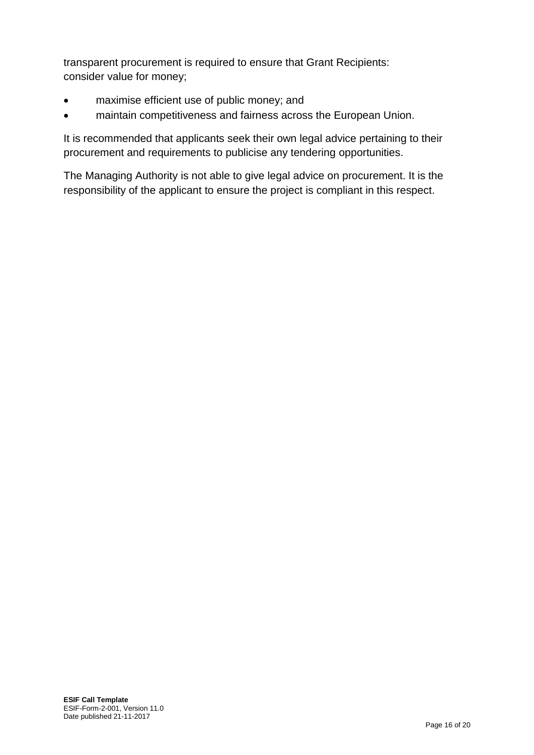transparent procurement is required to ensure that Grant Recipients:
consider value for money;

- maximise efficient use of public money; and
- maintain competitiveness and fairness across the European Union.

It is recommended that applicants seek their own legal advice pertaining to their procurement and requirements to publicise any tendering opportunities.

The Managing Authority is not able to give legal advice on procurement. It is the responsibility of the applicant to ensure the project is compliant in this respect.

**ESIF Call Template**
ESIF-Form-2-001, Version 11.0
Date published 21-11-2017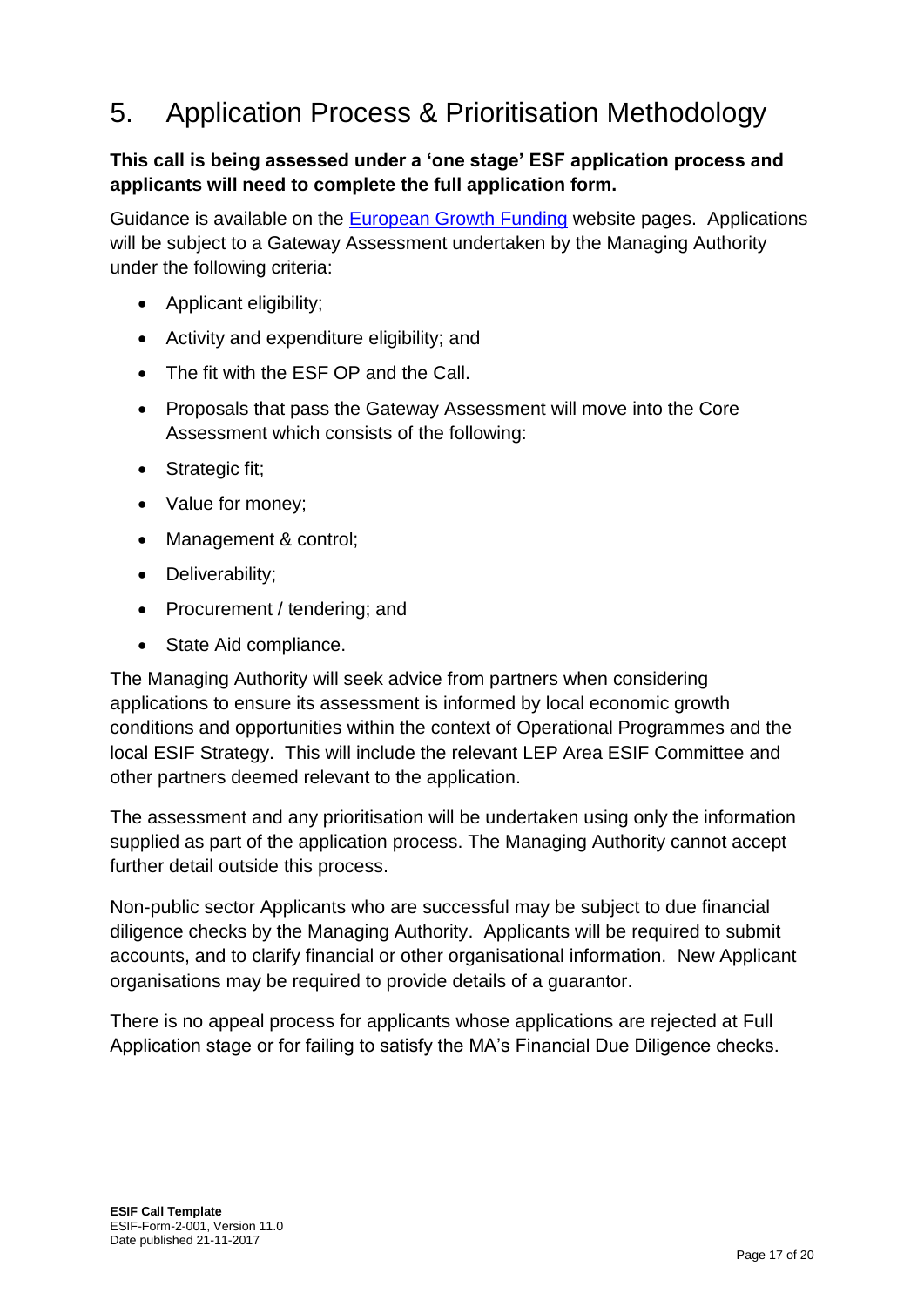# 5. Application Process & Prioritisation Methodology

**This call is being assessed under a 'one stage' ESF application process and applicants will need to complete the full application form.**

Guidance is available on the European Growth Funding website pages. Applications will be subject to a Gateway Assessment undertaken by the Managing Authority under the following criteria:

- Applicant eligibility;
- Activity and expenditure eligibility; and
- The fit with the ESF OP and the Call.
- Proposals that pass the Gateway Assessment will move into the Core Assessment which consists of the following:
- Strategic fit;
- Value for money;
- Management & control;
- Deliverability;
- Procurement / tendering; and
- State Aid compliance.

The Managing Authority will seek advice from partners when considering applications to ensure its assessment is informed by local economic growth conditions and opportunities within the context of Operational Programmes and the local ESIF Strategy. This will include the relevant LEP Area ESIF Committee and other partners deemed relevant to the application.

The assessment and any prioritisation will be undertaken using only the information supplied as part of the application process. The Managing Authority cannot accept further detail outside this process.

Non-public sector Applicants who are successful may be subject to due financial diligence checks by the Managing Authority. Applicants will be required to submit accounts, and to clarify financial or other organisational information. New Applicant organisations may be required to provide details of a guarantor.

There is no appeal process for applicants whose applications are rejected at Full Application stage or for failing to satisfy the MA's Financial Due Diligence checks.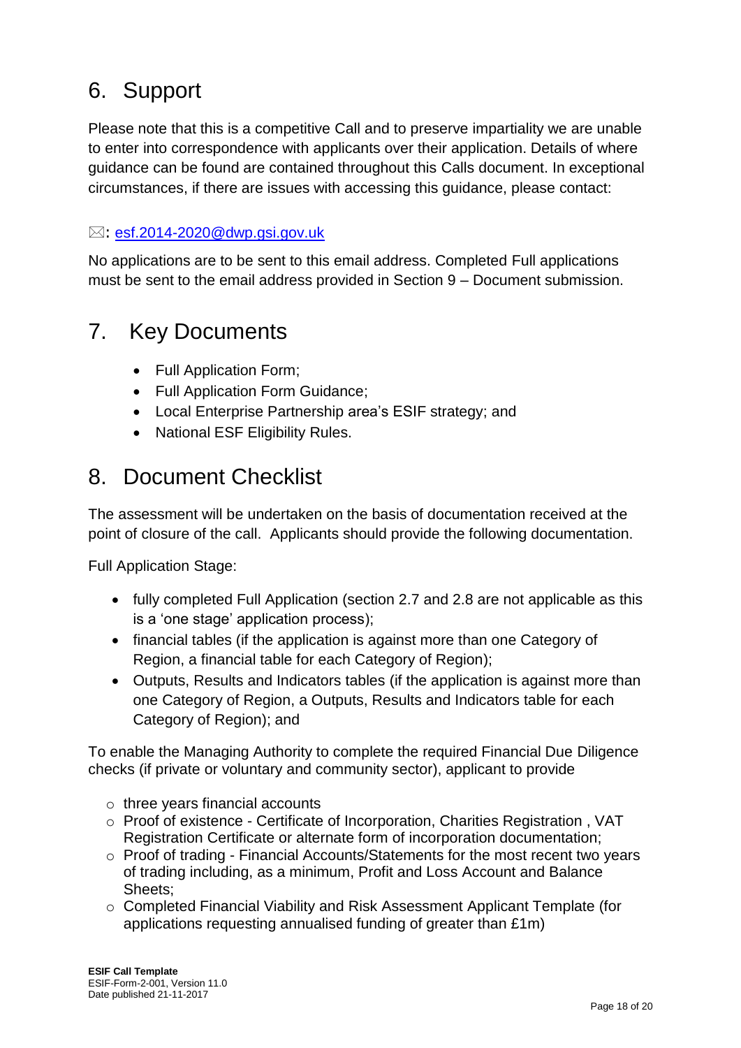# 6. Support

Please note that this is a competitive Call and to preserve impartiality we are unable to enter into correspondence with applicants over their application. Details of where guidance can be found are contained throughout this Calls document. In exceptional circumstances, if there are issues with accessing this guidance, please contact:

✉: esf.2014-2020@dwp.gsi.gov.uk

No applications are to be sent to this email address. Completed Full applications must be sent to the email address provided in Section 9 – Document submission.

# 7. Key Documents

- Full Application Form;
- Full Application Form Guidance;
- Local Enterprise Partnership area's ESIF strategy; and
- National ESF Eligibility Rules.

# 8. Document Checklist

The assessment will be undertaken on the basis of documentation received at the point of closure of the call. Applicants should provide the following documentation.

Full Application Stage:

- fully completed Full Application (section 2.7 and 2.8 are not applicable as this is a 'one stage' application process);
- financial tables (if the application is against more than one Category of Region, a financial table for each Category of Region);
- Outputs, Results and Indicators tables (if the application is against more than one Category of Region, a Outputs, Results and Indicators table for each Category of Region); and

To enable the Managing Authority to complete the required Financial Due Diligence checks (if private or voluntary and community sector), applicant to provide

- three years financial accounts
- Proof of existence - Certificate of Incorporation, Charities Registration , VAT Registration Certificate or alternate form of incorporation documentation;
- Proof of trading - Financial Accounts/Statements for the most recent two years of trading including, as a minimum, Profit and Loss Account and Balance Sheets;
- Completed Financial Viability and Risk Assessment Applicant Template (for applications requesting annualised funding of greater than £1m)

**ESIF Call Template**
ESIF-Form-2-001, Version 11.0
Date published 21-11-2017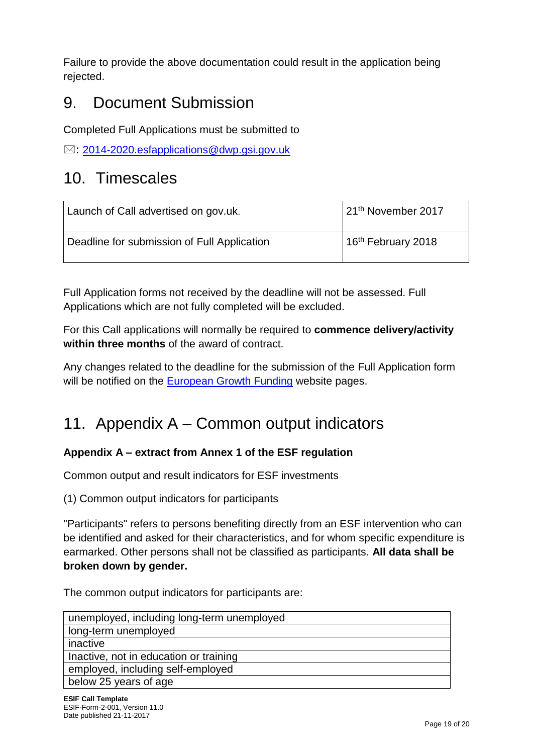Failure to provide the above documentation could result in the application being rejected.

# 9. Document Submission

Completed Full Applications must be submitted to

✉: 2014-2020.esfapplications@dwp.gsi.gov.uk

# 10. Timescales

| | |
|---|---|
| Launch of Call advertised on gov.uk. | 21th November 2017 |
| Deadline for submission of Full Application | 16th February 2018 |

Full Application forms not received by the deadline will not be assessed. Full Applications which are not fully completed will be excluded.

For this Call applications will normally be required to **commence delivery/activity within three months** of the award of contract.

Any changes related to the deadline for the submission of the Full Application form will be notified on the European Growth Funding website pages.

# 11. Appendix A – Common output indicators

**Appendix A – extract from Annex 1 of the ESF regulation**

Common output and result indicators for ESF investments

(1) Common output indicators for participants

"Participants" refers to persons benefiting directly from an ESF intervention who can be identified and asked for their characteristics, and for whom specific expenditure is earmarked. Other persons shall not be classified as participants. **All data shall be broken down by gender.**

The common output indicators for participants are:

| |
|---|
| unemployed, including long-term unemployed |
| long-term unemployed |
| inactive |
| Inactive, not in education or training |
| employed, including self-employed |
| below 25 years of age |

**ESIF Call Template**
ESIF-Form-2-001, Version 11.0
Date published 21-11-2017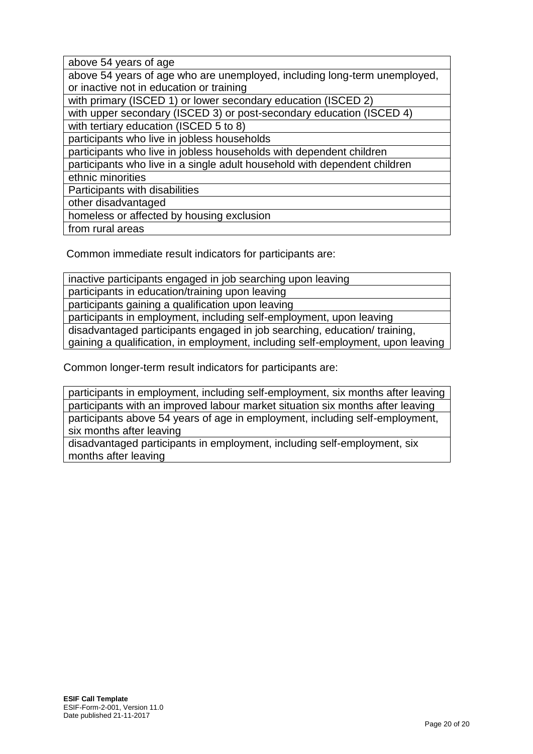| |
|---|
| above 54 years of age |
| above 54 years of age who are unemployed, including long-term unemployed, or inactive not in education or training |
| with primary (ISCED 1) or lower secondary education (ISCED 2) |
| with upper secondary (ISCED 3) or post-secondary education (ISCED 4) |
| with tertiary education (ISCED 5 to 8) |
| participants who live in jobless households |
| participants who live in jobless households with dependent children |
| participants who live in a single adult household with dependent children |
| ethnic minorities |
| Participants with disabilities |
| other disadvantaged |
| homeless or affected by housing exclusion |
| from rural areas |

Common immediate result indicators for participants are:

| |
|---|
| inactive participants engaged in job searching upon leaving |
| participants in education/training upon leaving |
| participants gaining a qualification upon leaving |
| participants in employment, including self-employment, upon leaving |
| disadvantaged participants engaged in job searching, education/ training, gaining a qualification, in employment, including self-employment, upon leaving |

Common longer-term result indicators for participants are:

| |
|---|
| participants in employment, including self-employment, six months after leaving |
| participants with an improved labour market situation six months after leaving |
| participants above 54 years of age in employment, including self-employment, six months after leaving |
| disadvantaged participants in employment, including self-employment, six months after leaving |

**ESIF Call Template**
ESIF-Form-2-001, Version 11.0
Date published 21-11-2017